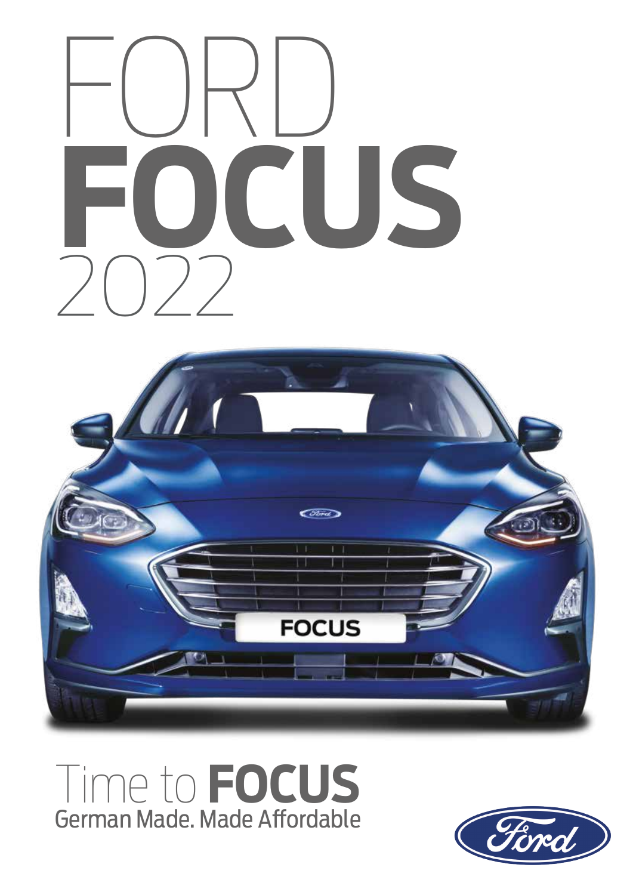# FORD FOCUS 2022

## Time to FOCUS

German Made. Made Affordable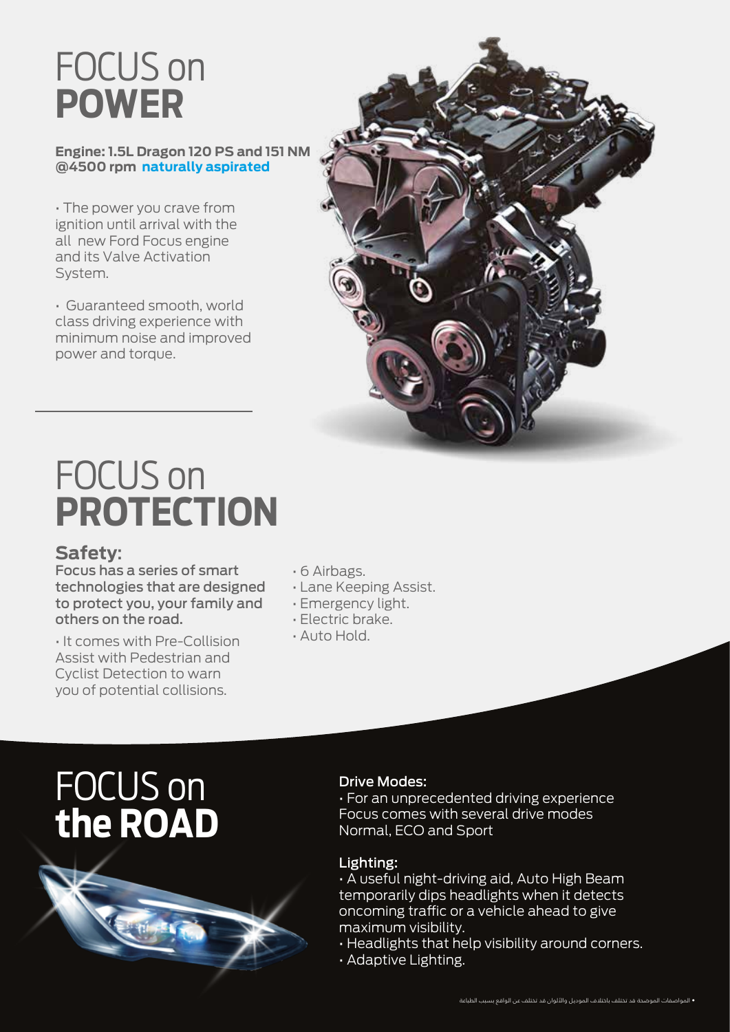# FOCUS on **POWER**

**Engine: 1.5L Dragon 120 PS and 151 NM @4500 rpm naturally aspirated**

- The power you crave from ignition until arrival with the all new Ford Focus engine and its Valve Activation System.
- Guaranteed smooth, world class driving experience with minimum noise and improved power and torque.

# FOCUS on **PROTECTION**

## Safety:

**Focus has a series of smart technologies that are designed to protect you, your family and others on the road.**

- It comes with Pre-Collision Assist with Pedestrian and Cyclist Detection to warn you of potential collisions.

- 6 Airbags.
- Lane Keeping Assist.
- Emergency light.
- Electric brake.
- Auto Hold.

# FOCUS on **the ROAD**

**Drive Modes:**

- For an unprecedented driving experience Focus comes with several drive modes Normal, ECO and Sport

**Lighting:**

- A useful night-driving aid, Auto High Beam temporarily dips headlights when it detects oncoming traffic or a vehicle ahead to give maximum visibility.
- Headlights that help visibility around corners.
- Adaptive Lighting.

• المواصفات الموضحة قد تختلف باختلاف الموديل والألوان قد تختلف عن الواقع بسبب الطباعة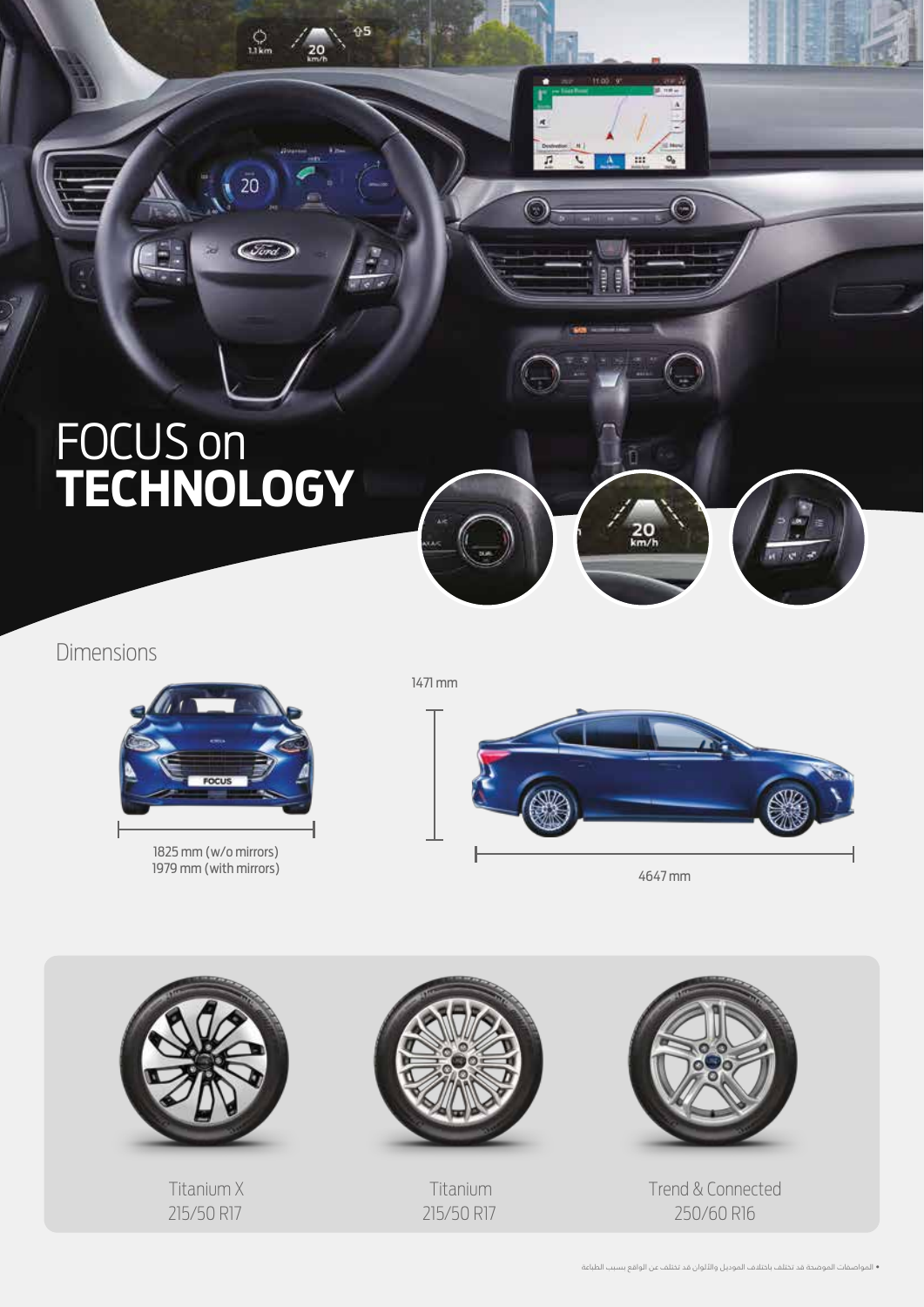# FOCUS on **TECHNOLOGY**

## Dimensions

1825 mm (w/o mirrors)
1979 mm (with mirrors)

1471 mm

4647 mm

Titanium X
215/50 R17

Titanium
215/50 R17

Trend & Connected
250/60 R16

• المواصفات الموضحة قد تختلف باختلاف الموديل والألوان قد تختلف عن الواقع بسبب الطباعة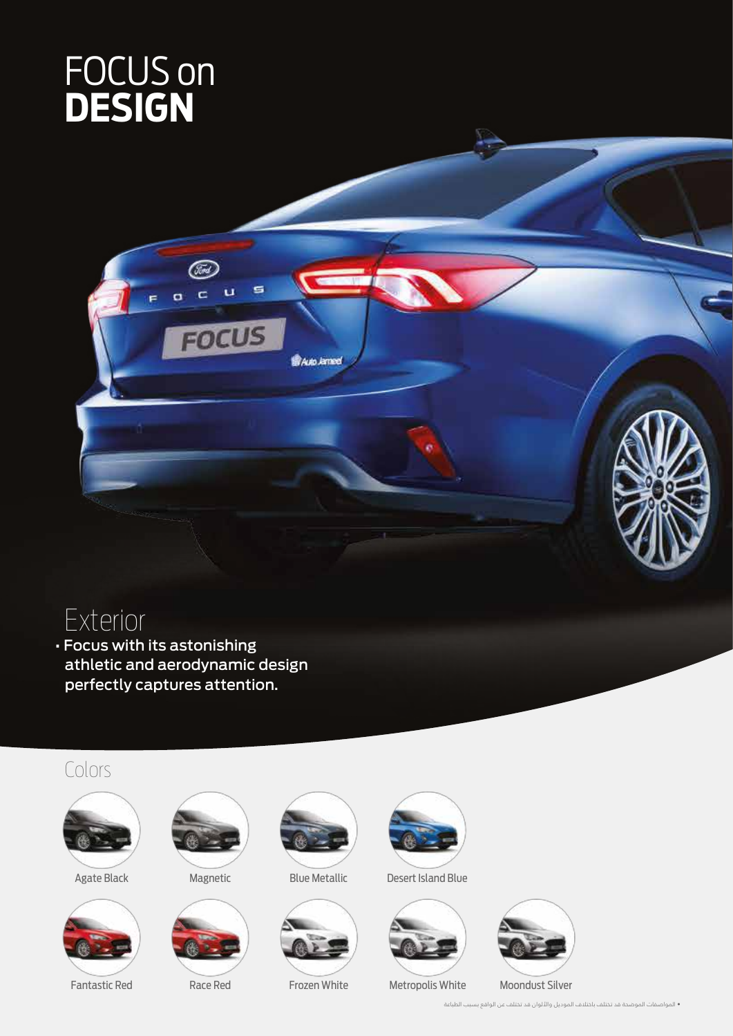# FOCUS on **DESIGN**

## Exterior

- Focus with its astonishing athletic and aerodynamic design perfectly captures attention.

## Colors

Agate Black

Magnetic

Blue Metallic

Desert Island Blue

Fantastic Red

Race Red

Frozen White

Metropolis White

Moondust Silver

• المواصفات الموضحة قد تختلف باختلاف الموديل والألوان قد تختلف عن الواقع بسبب الطباعة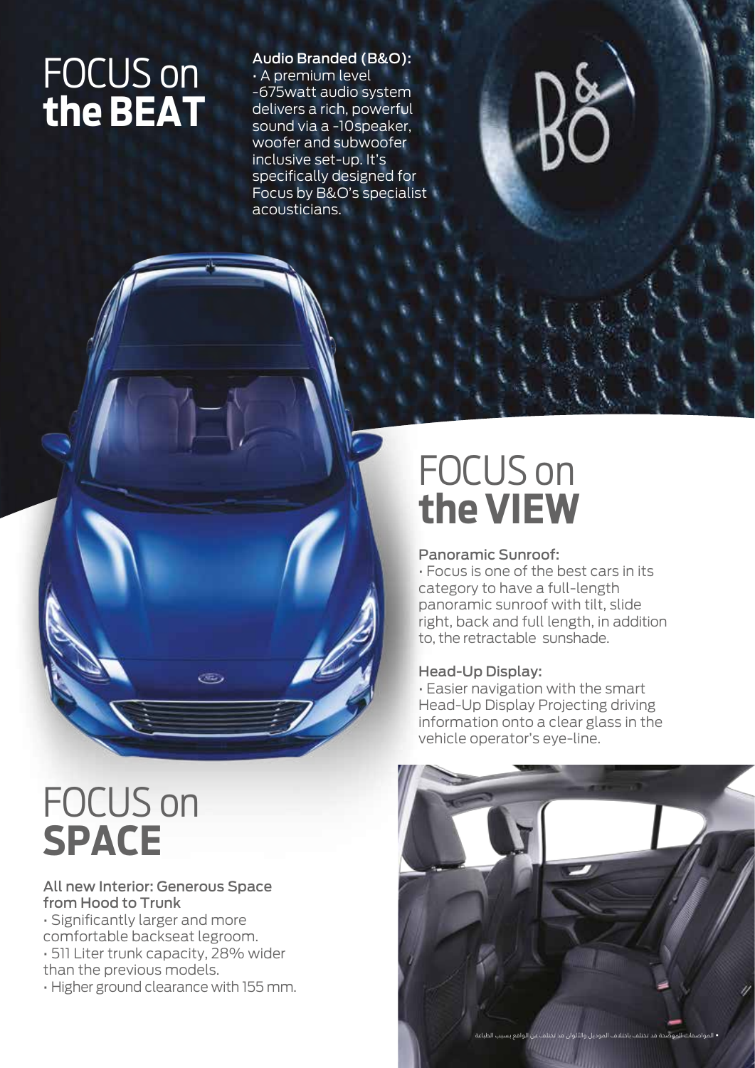# FOCUS on **the BEAT**

**Audio Branded (B&O):**

• A premium level -675watt audio system delivers a rich, powerful sound via a -10speaker, woofer and subwoofer inclusive set-up. It's specifically designed for Focus by B&O's specialist acousticians.

# FOCUS on **the VIEW**

**Panoramic Sunroof:**

• Focus is one of the best cars in its category to have a full-length panoramic sunroof with tilt, slide right, back and full length, in addition to, the retractable sunshade.

**Head-Up Display:**

• Easier navigation with the smart Head-Up Display Projecting driving information onto a clear glass in the vehicle operator's eye-line.

# FOCUS on **SPACE**

**All new Interior: Generous Space from Hood to Trunk**

• Significantly larger and more comfortable backseat legroom.
• 511 Liter trunk capacity, 28% wider than the previous models.
• Higher ground clearance with 155 mm.

• المواصفات الموضحة قد تختلف باختلاف الموديل والألوان قد تختلف عن الواقع بسبب الطباعة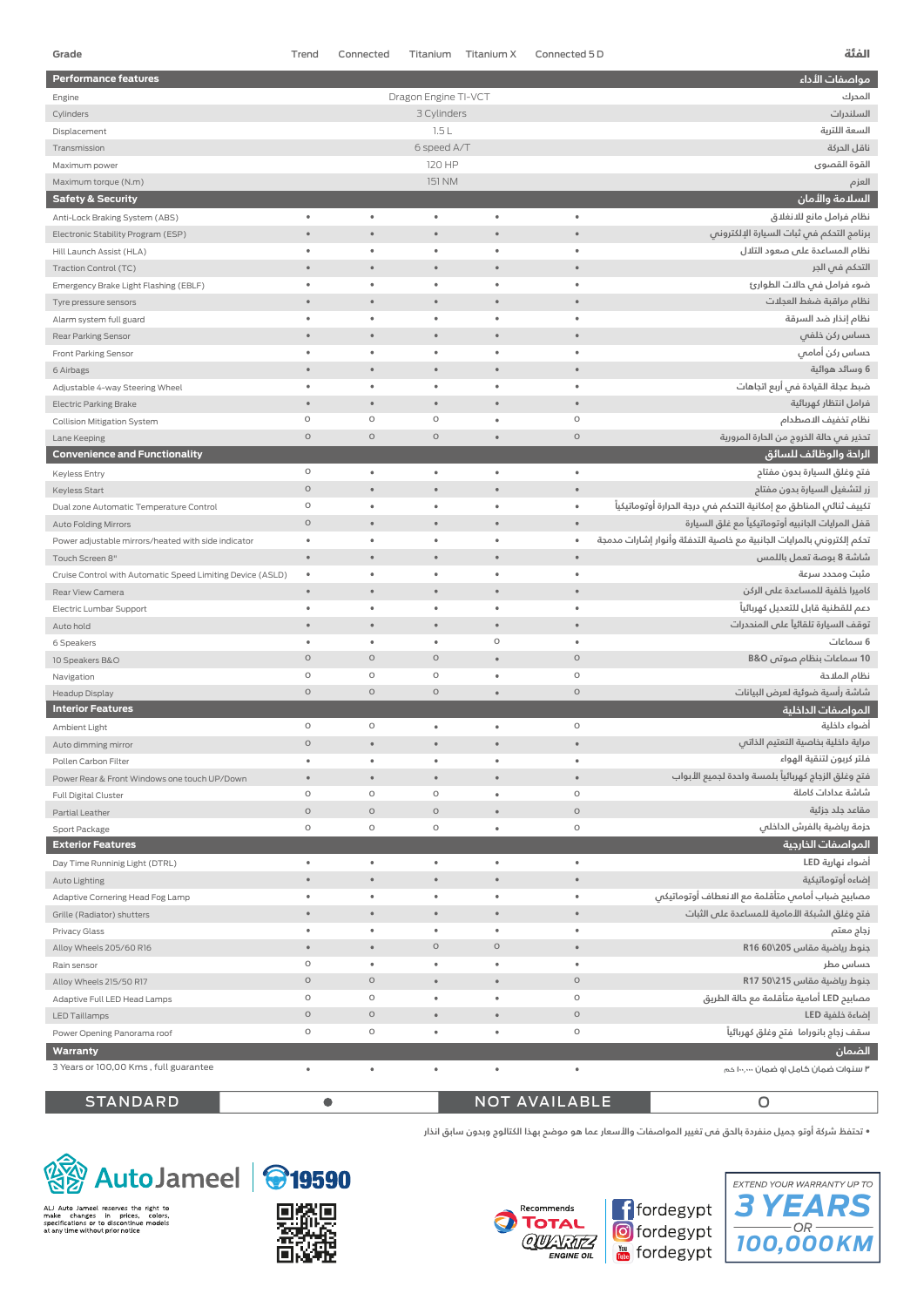| Grade | Trend | Connected | Titanium | Titanium X | Connected 5 D | الفئة |
|---|---|---|---|---|---|---|
| **Performance features** | | | | | | **مواصفات الأداء** |
| Engine | Dragon Engine TI-VCT | | | | | المحرك |
| Cylinders | 3 Cylinders | | | | | السلندرات |
| Displacement | 1.5 L | | | | | السعة اللترية |
| Transmission | 6 speed A/T | | | | | ناقل الحركة |
| Maximum power | 120 HP | | | | | القوة القصوى |
| Maximum torque (N.m) | 151 NM | | | | | العزم |
| **Safety & Security** | | | | | | **السلامة والأمان** |
| Anti-Lock Braking System (ABS) | • | • | • | • | • | نظام فرامل مانع للانغلاق |
| Electronic Stability Program (ESP) | • | • | • | • | • | برنامج التحكم في ثبات السيارة الإلكتروني |
| Hill Launch Assist (HLA) | • | • | • | • | • | نظام المساعدة على صعود التلال |
| Traction Control (TC) | • | • | • | • | • | التحكم في الجر |
| Emergency Brake Light Flashing (EBLF) | • | • | • | • | • | ضوء فرامل في حالات الطوارئ |
| Tyre pressure sensors | • | • | • | • | • | نظام مراقبة ضغط العجلات |
| Alarm system full guard | • | • | • | • | • | نظام إنذار ضد السرقة |
| Rear Parking Sensor | • | • | • | • | • | حساس ركن خلفي |
| Front Parking Sensor | • | • | • | • | • | حساس ركن أمامي |
| 6 Airbags | • | • | • | • | • | 6 وسائد هوائية |
| Adjustable 4-way Steering Wheel | • | • | • | • | • | ضبط عجلة القيادة في أربع اتجاهات |
| Electric Parking Brake | • | • | • | • | • | فرامل انتظار كهربائية |
| Collision Mitigation System | O | O | O | • | O | نظام تخفيف الاصطدام |
| Lane Keeping | O | O | O | • | O | تحذير في حالة الخروج من الحارة المرورية |
| **Convenience and Functionality** | | | | | | **الراحة والوظائف للسائق** |
| Keyless Entry | O | • | • | • | • | فتح وغلق السيارة بدون مفتاح |
| Keyless Start | O | • | • | • | • | زر لتشغيل السيارة بدون مفتاح |
| Dual zone Automatic Temperature Control | O | • | • | • | • | تكييف ثنائي المناطق مع إمكانية التحكم في درجة الحرارة أوتوماتيكياً |
| Auto Folding Mirrors | O | • | • | • | • | قفل المرايات الجانبية أوتوماتيكياً مع غلق السيارة |
| Power adjustable mirrors/heated with side indicator | • | • | • | • | • | تحكم إلكتروني بالمرايات الجانبية مع خاصية التدفئة وأنوار إشارات مدمجة |
| Touch Screen 8" | • | • | • | • | • | شاشة 8 بوصة تعمل باللمس |
| Cruise Control with Automatic Speed Limiting Device (ASLD) | • | • | • | • | • | مثبت ومحدد سرعة |
| Rear View Camera | • | • | • | • | • | كاميرا خلفية للمساعدة على الركن |
| Electric Lumbar Support | • | • | • | • | • | دعم للقطنية قابل للتعديل كهربائياً |
| Auto hold | • | • | • | • | • | توقف السيارة تلقائياً على المنحدرات |
| 6 Speakers | • | • | • | O | • | 6 سماعات |
| 10 Speakers B&O | O | O | O | • | O | 10 سماعات بنظام صوتي B&O |
| Navigation | O | O | O | • | O | نظام الملاحة |
| Headup Display | O | O | O | • | O | شاشة رأسية ضوئية لعرض البيانات |
| **Interior Features** | | | | | | **المواصفات الداخلية** |
| Ambient Light | O | O | • | • | O | أضواء داخلية |
| Auto dimming mirror | O | • | • | • | • | مراية داخلية بخاصية التعتيم الذاتي |
| Pollen Carbon Filter | • | • | • | • | • | فلتر كربون لتنقية الهواء |
| Power Rear & Front Windows one touch UP/Down | • | • | • | • | • | فتح وغلق الزجاج كهربائياً بلمسة واحدة لجميع الابواب |
| Full Digital Cluster | O | O | O | • | O | شاشة عدادات كاملة |
| Partial Leather | O | O | O | • | O | مقاعد جلد جزئية |
| Sport Package | O | O | O | • | O | حزمة رياضية بالفرش الداخلي |
| **Exterior Features** | | | | | | **المواصفات الخارجية** |
| Day Time Runninig Light (DTRL) | • | • | • | • | • | أضواء نهارية LED |
| Auto Lighting | • | • | • | • | • | إضاءة أوتوماتيكية |
| Adaptive Cornering Head Fog Lamp | • | • | • | • | • | مصابيح ضباب أمامي متأقلمة مع الانعطاف أوتوماتيكي |
| Grille (Radiator) shutters | • | • | • | • | • | فتح وغلق الشبكة الامامية للمساعدة على الثبات |
| Privacy Glass | • | • | • | • | • | زجاج معتم |
| Alloy Wheels 205/60 R16 | • | • | O | O | • | جنوط رياضية مقاس 205\60 R16 |
| Rain sensor | O | • | • | • | • | حساس مطر |
| Alloy Wheels 215/50 R17 | O | O | • | • | O | جنوط رياضية مقاس 215\50 R17 |
| Adaptive Full LED Head Lamps | O | O | • | • | O | مصابيح LED أمامية متأقلمة مع حالة الطريق |
| LED Taillamps | O | O | • | • | O | إضاءة خلفية LED |
| Power Opening Panorama roof | O | O | • | • | O | سقف زجاج بانوراما فتح وغلق كهربائياً |
| **Warranty** | | | | | | **الضمان** |
| 3 Years or 100,00 Kms , full guarantee | • | • | • | • | • | ٣ سنوات ضمان كامل او ضمان ١٠٠,٠٠٠ كم |

| STANDARD | ● | NOT AVAILABLE | O |
|---|---|---|---|

• تحتفظ شركة أوتو جميل منفردة بالحق في تغيير المواصفات والأسعار عما هو موضح بهذا الكتالوج وبدون سابق انذار

AutoJameel 19590

ALJ Auto Jameel reserves the right to make changes in prices, colors, specifications or to discontinue models at any time without prior notice

Recommends TOTAL QUARTZ ENGINE OIL

fordegypt
fordegypt
fordegypt

EXTEND YOUR WARRANTY UP TO
3 YEARS
OR
100,000KM